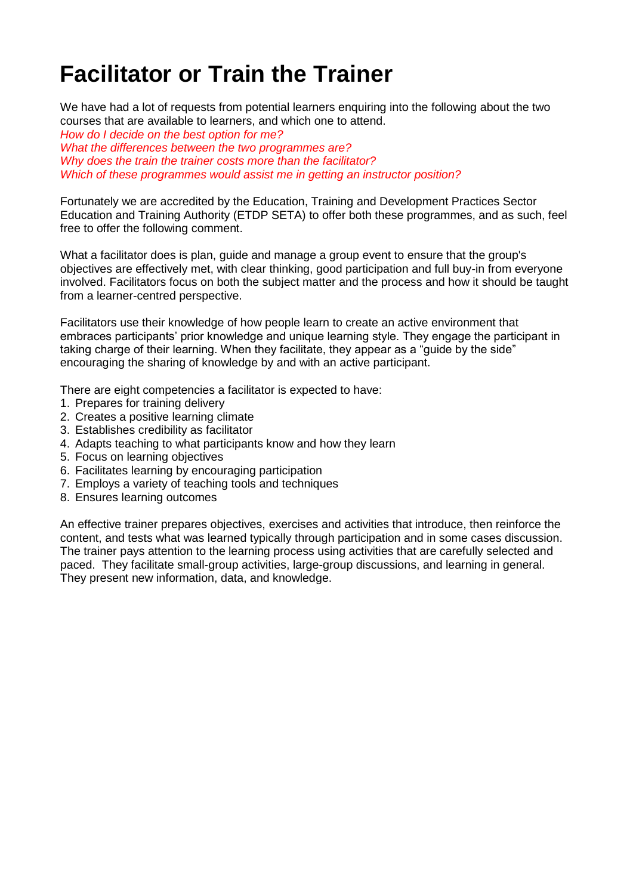# Facilitator or Train the Trainer

We have had a lot of requests from potential learners enquiring into the following about the two courses that are available to learners, and which one to attend.
*How do I decide on the best option for me?*
*What the differences between the two programmes are?*
*Why does the train the trainer costs more than the facilitator?*
*Which of these programmes would assist me in getting an instructor position?*

Fortunately we are accredited by the Education, Training and Development Practices Sector Education and Training Authority (ETDP SETA) to offer both these programmes, and as such, feel free to offer the following comment.

What a facilitator does is plan, guide and manage a group event to ensure that the group's objectives are effectively met, with clear thinking, good participation and full buy-in from everyone involved. Facilitators focus on both the subject matter and the process and how it should be taught from a learner-centred perspective.

Facilitators use their knowledge of how people learn to create an active environment that embraces participants' prior knowledge and unique learning style. They engage the participant in taking charge of their learning. When they facilitate, they appear as a "guide by the side" encouraging the sharing of knowledge by and with an active participant.

There are eight competencies a facilitator is expected to have:

1. Prepares for training delivery
2. Creates a positive learning climate
3. Establishes credibility as facilitator
4. Adapts teaching to what participants know and how they learn
5. Focus on learning objectives
6. Facilitates learning by encouraging participation
7. Employs a variety of teaching tools and techniques
8. Ensures learning outcomes

An effective trainer prepares objectives, exercises and activities that introduce, then reinforce the content, and tests what was learned typically through participation and in some cases discussion. The trainer pays attention to the learning process using activities that are carefully selected and paced. They facilitate small-group activities, large-group discussions, and learning in general. They present new information, data, and knowledge.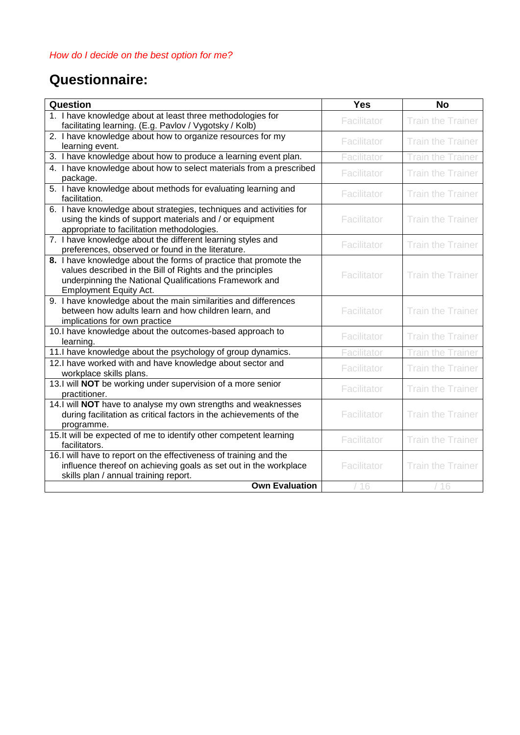*How do I decide on the best option for me?*

# Questionnaire:

| Question | Yes | No |
|---|---|---|
| 1. I have knowledge about at least three methodologies for facilitating learning. (E.g. Pavlov / Vygotsky / Kolb) | Facilitator | Train the Trainer |
| 2. I have knowledge about how to organize resources for my learning event. | Facilitator | Train the Trainer |
| 3. I have knowledge about how to produce a learning event plan. | Facilitator | Train the Trainer |
| 4. I have knowledge about how to select materials from a prescribed package. | Facilitator | Train the Trainer |
| 5. I have knowledge about methods for evaluating learning and facilitation. | Facilitator | Train the Trainer |
| 6. I have knowledge about strategies, techniques and activities for using the kinds of support materials and / or equipment appropriate to facilitation methodologies. | Facilitator | Train the Trainer |
| 7. I have knowledge about the different learning styles and preferences, observed or found in the literature. | Facilitator | Train the Trainer |
| **8.** I have knowledge about the forms of practice that promote the values described in the Bill of Rights and the principles underpinning the National Qualifications Framework and Employment Equity Act. | Facilitator | Train the Trainer |
| 9. I have knowledge about the main similarities and differences between how adults learn and how children learn, and implications for own practice | Facilitator | Train the Trainer |
| 10. I have knowledge about the outcomes-based approach to learning. | Facilitator | Train the Trainer |
| 11. I have knowledge about the psychology of group dynamics. | Facilitator | Train the Trainer |
| 12. I have worked with and have knowledge about sector and workplace skills plans. | Facilitator | Train the Trainer |
| 13. I will **NOT** be working under supervision of a more senior practitioner. | Facilitator | Train the Trainer |
| 14. I will **NOT** have to analyse my own strengths and weaknesses during facilitation as critical factors in the achievements of the programme. | Facilitator | Train the Trainer |
| 15. It will be expected of me to identify other competent learning facilitators. | Facilitator | Train the Trainer |
| 16. I will have to report on the effectiveness of training and the influence thereof on achieving goals as set out in the workplace skills plan / annual training report. | Facilitator | Train the Trainer |
| **Own Evaluation** | / 16 | / 16 |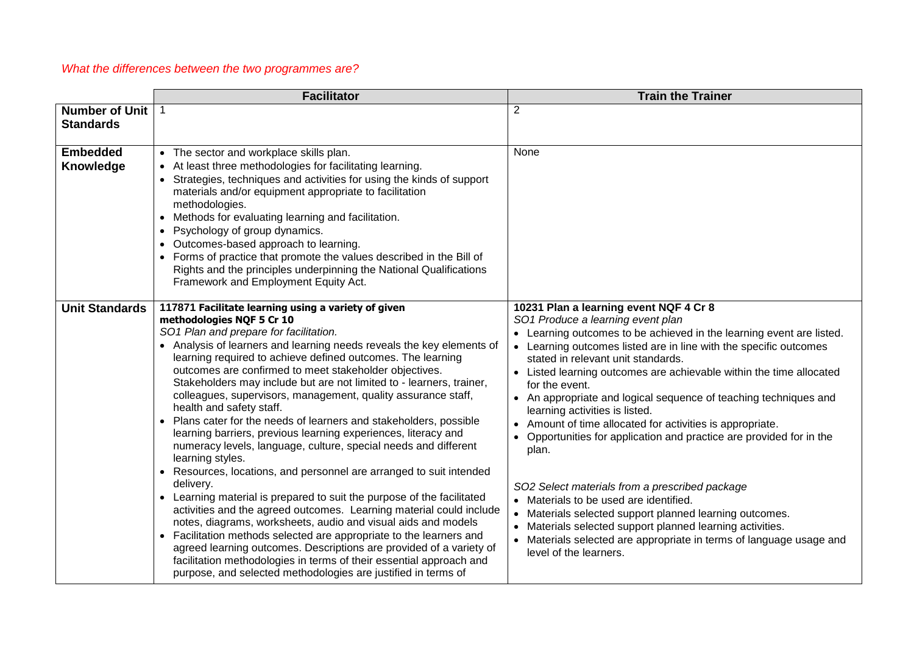*What the differences between the two programmes are?*

| | Facilitator | Train the Trainer |
|---|---|---|
| **Number of Unit Standards** | 1 | 2 |
| **Embedded Knowledge** | • The sector and workplace skills plan.<br>• At least three methodologies for facilitating learning.<br>• Strategies, techniques and activities for using the kinds of support materials and/or equipment appropriate to facilitation methodologies.<br>• Methods for evaluating learning and facilitation.<br>• Psychology of group dynamics.<br>• Outcomes-based approach to learning.<br>• Forms of practice that promote the values described in the Bill of Rights and the principles underpinning the National Qualifications Framework and Employment Equity Act. | None |
| **Unit Standards** | **117871 Facilitate learning using a variety of given methodologies NQF 5 Cr 10**<br>*SO1 Plan and prepare for facilitation.*<br>• Analysis of learners and learning needs reveals the key elements of learning required to achieve defined outcomes. The learning outcomes are confirmed to meet stakeholder objectives. Stakeholders may include but are not limited to - learners, trainer, colleagues, supervisors, management, quality assurance staff, health and safety staff.<br>• Plans cater for the needs of learners and stakeholders, possible learning barriers, previous learning experiences, literacy and numeracy levels, language, culture, special needs and different learning styles.<br>• Resources, locations, and personnel are arranged to suit intended delivery.<br>• Learning material is prepared to suit the purpose of the facilitated activities and the agreed outcomes. Learning material could include notes, diagrams, worksheets, audio and visual aids and models<br>• Facilitation methods selected are appropriate to the learners and agreed learning outcomes. Descriptions are provided of a variety of facilitation methodologies in terms of their essential approach and purpose, and selected methodologies are justified in terms of | **10231 Plan a learning event NQF 4 Cr 8**<br>*SO1 Produce a learning event plan*<br>• Learning outcomes to be achieved in the learning event are listed.<br>• Learning outcomes listed are in line with the specific outcomes stated in relevant unit standards.<br>• Listed learning outcomes are achievable within the time allocated for the event.<br>• An appropriate and logical sequence of teaching techniques and learning activities is listed.<br>• Amount of time allocated for activities is appropriate.<br>• Opportunities for application and practice are provided for in the plan.<br><br>*SO2 Select materials from a prescribed package*<br>• Materials to be used are identified.<br>• Materials selected support planned learning outcomes.<br>• Materials selected support planned learning activities.<br>• Materials selected are appropriate in terms of language usage and level of the learners. |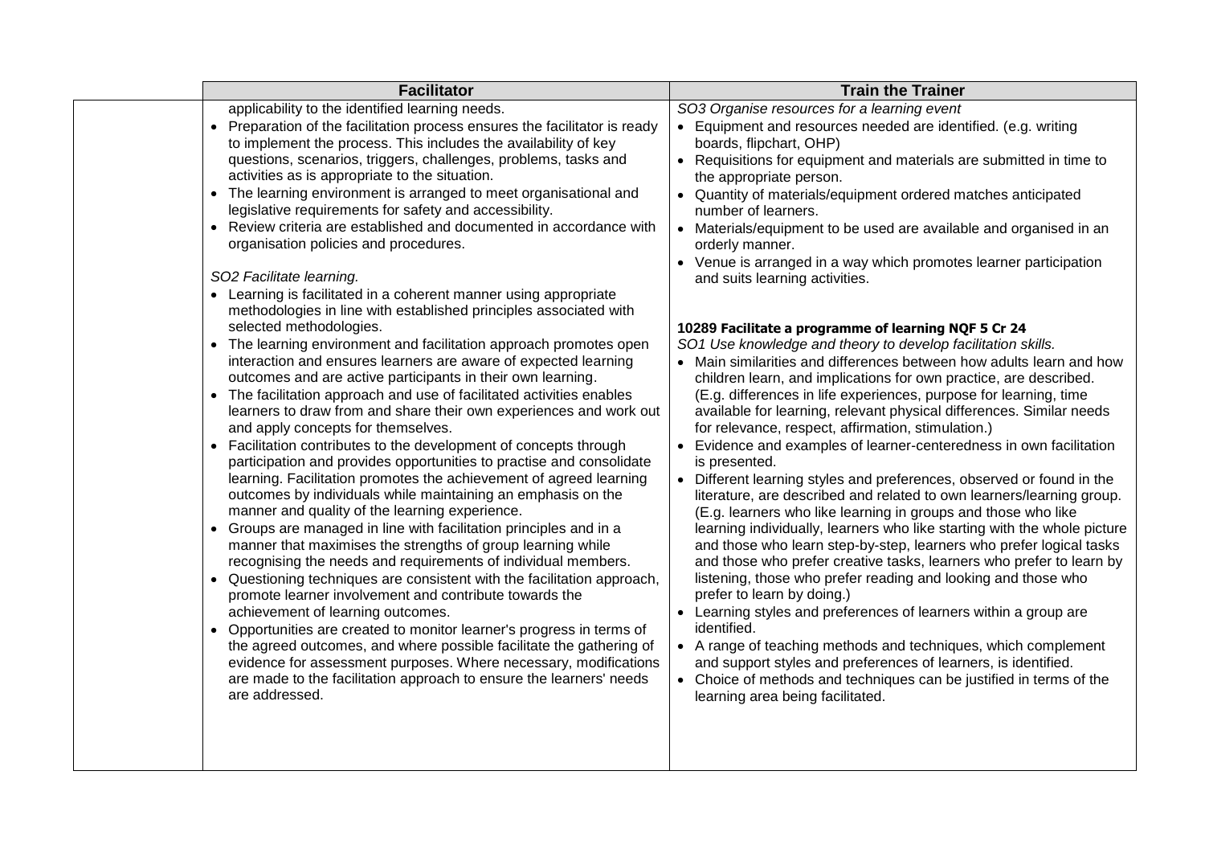| | Facilitator | Train the Trainer |
|---|---|---|
| | applicability to the identified learning needs.<br>• Preparation of the facilitation process ensures the facilitator is ready to implement the process. This includes the availability of key questions, scenarios, triggers, challenges, problems, tasks and activities as is appropriate to the situation.<br>• The learning environment is arranged to meet organisational and legislative requirements for safety and accessibility.<br>• Review criteria are established and documented in accordance with organisation policies and procedures.<br><br>*SO2 Facilitate learning.*<br>• Learning is facilitated in a coherent manner using appropriate methodologies in line with established principles associated with selected methodologies.<br>• The learning environment and facilitation approach promotes open interaction and ensures learners are aware of expected learning outcomes and are active participants in their own learning.<br>• The facilitation approach and use of facilitated activities enables learners to draw from and share their own experiences and work out and apply concepts for themselves.<br>• Facilitation contributes to the development of concepts through participation and provides opportunities to practise and consolidate learning. Facilitation promotes the achievement of agreed learning outcomes by individuals while maintaining an emphasis on the manner and quality of the learning experience.<br>• Groups are managed in line with facilitation principles and in a manner that maximises the strengths of group learning while recognising the needs and requirements of individual members.<br>• Questioning techniques are consistent with the facilitation approach, promote learner involvement and contribute towards the achievement of learning outcomes.<br>• Opportunities are created to monitor learner's progress in terms of the agreed outcomes, and where possible facilitate the gathering of evidence for assessment purposes. Where necessary, modifications are made to the facilitation approach to ensure the learners' needs are addressed. | *SO3 Organise resources for a learning event*<br>• Equipment and resources needed are identified. (e.g. writing boards, flipchart, OHP)<br>• Requisitions for equipment and materials are submitted in time to the appropriate person.<br>• Quantity of materials/equipment ordered matches anticipated number of learners.<br>• Materials/equipment to be used are available and organised in an orderly manner.<br>• Venue is arranged in a way which promotes learner participation and suits learning activities.<br><br>**10289 Facilitate a programme of learning NQF 5 Cr 24**<br>*SO1 Use knowledge and theory to develop facilitation skills.*<br>• Main similarities and differences between how adults learn and how children learn, and implications for own practice, are described. (E.g. differences in life experiences, purpose for learning, time available for learning, relevant physical differences. Similar needs for relevance, respect, affirmation, stimulation.)<br>• Evidence and examples of learner-centeredness in own facilitation is presented.<br>• Different learning styles and preferences, observed or found in the literature, are described and related to own learners/learning group. (E.g. learners who like learning in groups and those who like learning individually, learners who like starting with the whole picture and those who learn step-by-step, learners who prefer logical tasks and those who prefer creative tasks, learners who prefer to learn by listening, those who prefer reading and looking and those who prefer to learn by doing.)<br>• Learning styles and preferences of learners within a group are identified.<br>• A range of teaching methods and techniques, which complement and support styles and preferences of learners, is identified.<br>• Choice of methods and techniques can be justified in terms of the learning area being facilitated. |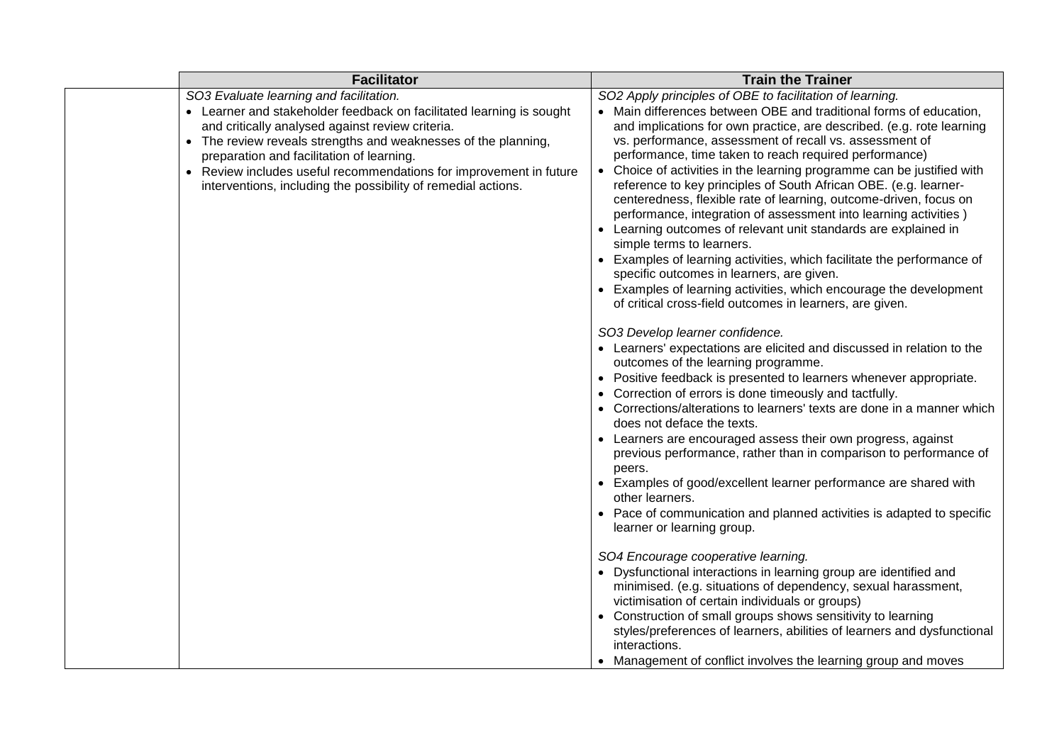| | Facilitator | Train the Trainer |
|---|---|---|
| | *SO3 Evaluate learning and facilitation.*<br>• Learner and stakeholder feedback on facilitated learning is sought and critically analysed against review criteria.<br>• The review reveals strengths and weaknesses of the planning, preparation and facilitation of learning.<br>• Review includes useful recommendations for improvement in future interventions, including the possibility of remedial actions. | *SO2 Apply principles of OBE to facilitation of learning.*<br>• Main differences between OBE and traditional forms of education, and implications for own practice, are described. (e.g. rote learning vs. performance, assessment of recall vs. assessment of performance, time taken to reach required performance)<br>• Choice of activities in the learning programme can be justified with reference to key principles of South African OBE. (e.g. learner-centeredness, flexible rate of learning, outcome-driven, focus on performance, integration of assessment into learning activities )<br>• Learning outcomes of relevant unit standards are explained in simple terms to learners.<br>• Examples of learning activities, which facilitate the performance of specific outcomes in learners, are given.<br>• Examples of learning activities, which encourage the development of critical cross-field outcomes in learners, are given.<br><br>*SO3 Develop learner confidence.*<br>• Learners' expectations are elicited and discussed in relation to the outcomes of the learning programme.<br>• Positive feedback is presented to learners whenever appropriate.<br>• Correction of errors is done timeously and tactfully.<br>• Corrections/alterations to learners' texts are done in a manner which does not deface the texts.<br>• Learners are encouraged assess their own progress, against previous performance, rather than in comparison to performance of peers.<br>• Examples of good/excellent learner performance are shared with other learners.<br>• Pace of communication and planned activities is adapted to specific learner or learning group.<br><br>*SO4 Encourage cooperative learning.*<br>• Dysfunctional interactions in learning group are identified and minimised. (e.g. situations of dependency, sexual harassment, victimisation of certain individuals or groups)<br>• Construction of small groups shows sensitivity to learning styles/preferences of learners, abilities of learners and dysfunctional interactions.<br>• Management of conflict involves the learning group and moves |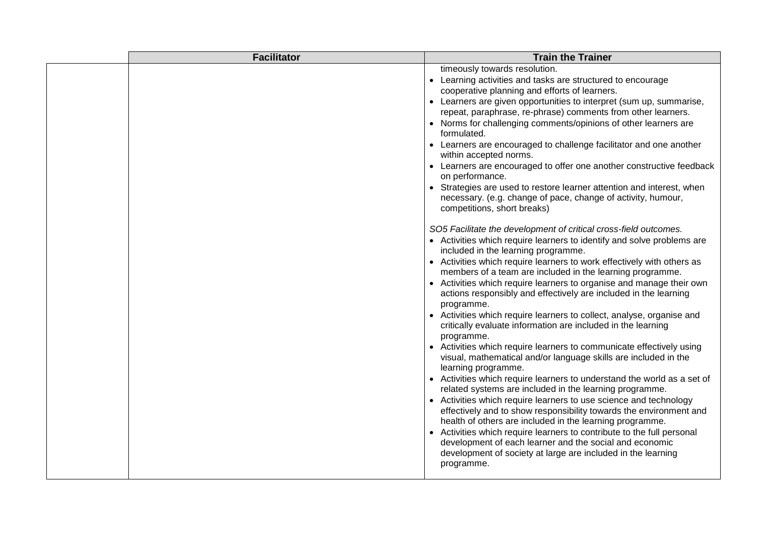| | Facilitator | Train the Trainer |
|---|---|---|
| | | timeously towards resolution.<br>• Learning activities and tasks are structured to encourage cooperative planning and efforts of learners.<br>• Learners are given opportunities to interpret (sum up, summarise, repeat, paraphrase, re-phrase) comments from other learners.<br>• Norms for challenging comments/opinions of other learners are formulated.<br>• Learners are encouraged to challenge facilitator and one another within accepted norms.<br>• Learners are encouraged to offer one another constructive feedback on performance.<br>• Strategies are used to restore learner attention and interest, when necessary. (e.g. change of pace, change of activity, humour, competitions, short breaks)<br><br>*SO5 Facilitate the development of critical cross-field outcomes.*<br>• Activities which require learners to identify and solve problems are included in the learning programme.<br>• Activities which require learners to work effectively with others as members of a team are included in the learning programme.<br>• Activities which require learners to organise and manage their own actions responsibly and effectively are included in the learning programme.<br>• Activities which require learners to collect, analyse, organise and critically evaluate information are included in the learning programme.<br>• Activities which require learners to communicate effectively using visual, mathematical and/or language skills are included in the learning programme.<br>• Activities which require learners to understand the world as a set of related systems are included in the learning programme.<br>• Activities which require learners to use science and technology effectively and to show responsibility towards the environment and health of others are included in the learning programme.<br>• Activities which require learners to contribute to the full personal development of each learner and the social and economic development of society at large are included in the learning programme. |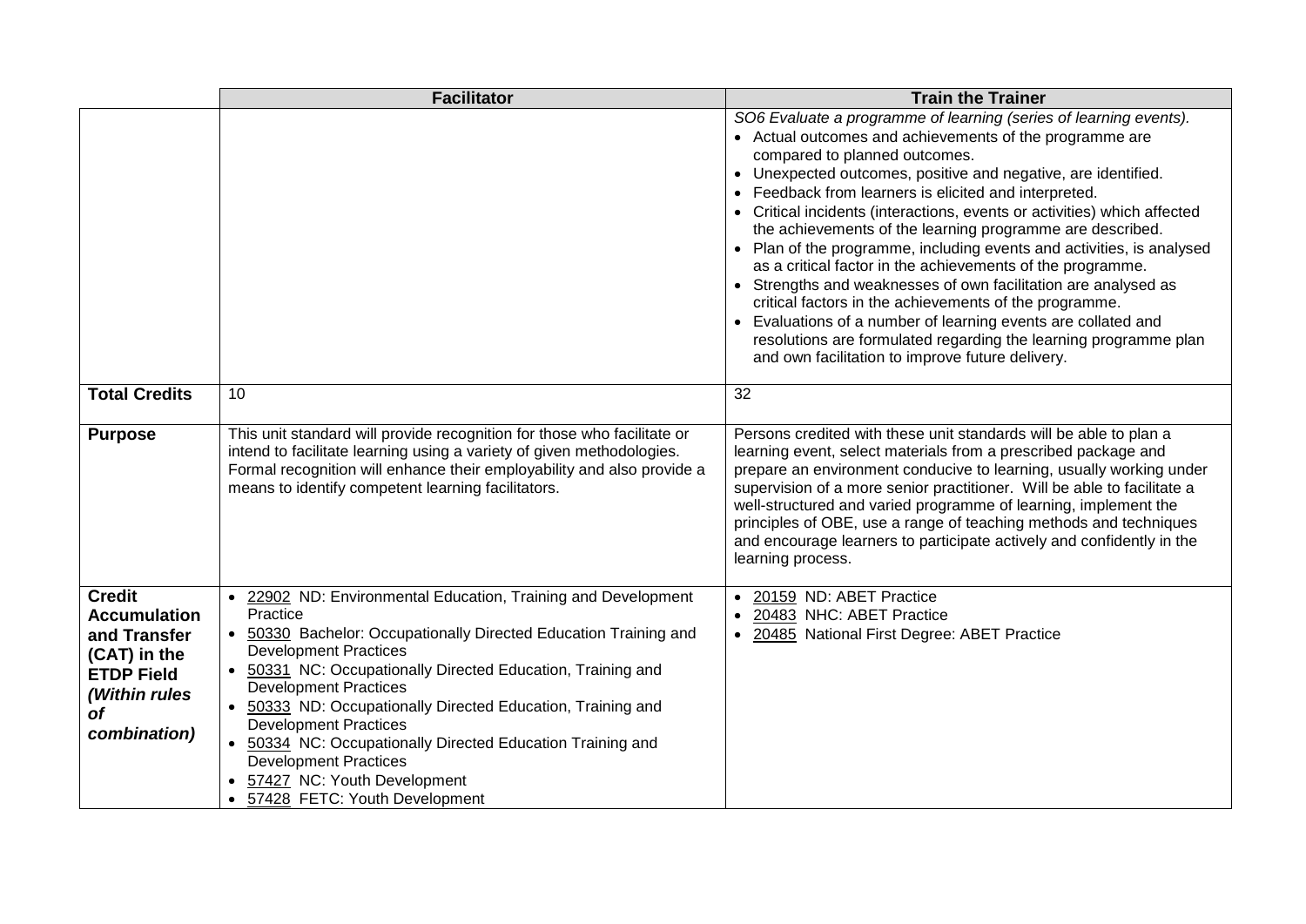| | Facilitator | Train the Trainer |
|---|---|---|
| | | *SO6 Evaluate a programme of learning (series of learning events).*<br>• Actual outcomes and achievements of the programme are compared to planned outcomes.<br>• Unexpected outcomes, positive and negative, are identified.<br>• Feedback from learners is elicited and interpreted.<br>• Critical incidents (interactions, events or activities) which affected the achievements of the learning programme are described.<br>• Plan of the programme, including events and activities, is analysed as a critical factor in the achievements of the programme.<br>• Strengths and weaknesses of own facilitation are analysed as critical factors in the achievements of the programme.<br>• Evaluations of a number of learning events are collated and resolutions are formulated regarding the learning programme plan and own facilitation to improve future delivery. |
| **Total Credits** | 10 | 32 |
| **Purpose** | This unit standard will provide recognition for those who facilitate or intend to facilitate learning using a variety of given methodologies. Formal recognition will enhance their employability and also provide a means to identify competent learning facilitators. | Persons credited with these unit standards will be able to plan a learning event, select materials from a prescribed package and prepare an environment conducive to learning, usually working under supervision of a more senior practitioner. Will be able to facilitate a well-structured and varied programme of learning, implement the principles of OBE, use a range of teaching methods and techniques and encourage learners to participate actively and confidently in the learning process. |
| **Credit Accumulation and Transfer (CAT) in the ETDP Field *(Within rules of combination)*** | • 22902 ND: Environmental Education, Training and Development Practice<br>• 50330 Bachelor: Occupationally Directed Education Training and Development Practices<br>• 50331 NC: Occupationally Directed Education, Training and Development Practices<br>• 50333 ND: Occupationally Directed Education, Training and Development Practices<br>• 50334 NC: Occupationally Directed Education Training and Development Practices<br>• 57427 NC: Youth Development<br>• 57428 FETC: Youth Development | • 20159 ND: ABET Practice<br>• 20483 NHC: ABET Practice<br>• 20485 National First Degree: ABET Practice |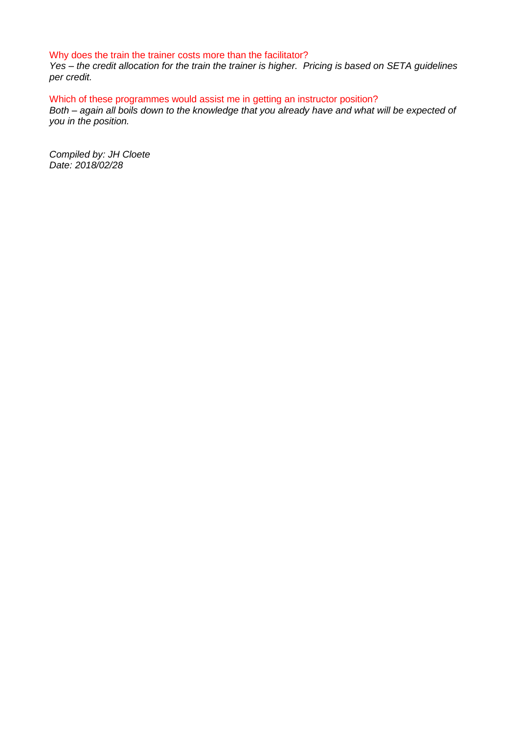Why does the train the trainer costs more than the facilitator?

*Yes – the credit allocation for the train the trainer is higher. Pricing is based on SETA guidelines per credit.*

Which of these programmes would assist me in getting an instructor position?

*Both – again all boils down to the knowledge that you already have and what will be expected of you in the position.*

*Compiled by: JH Cloete*
*Date: 2018/02/28*